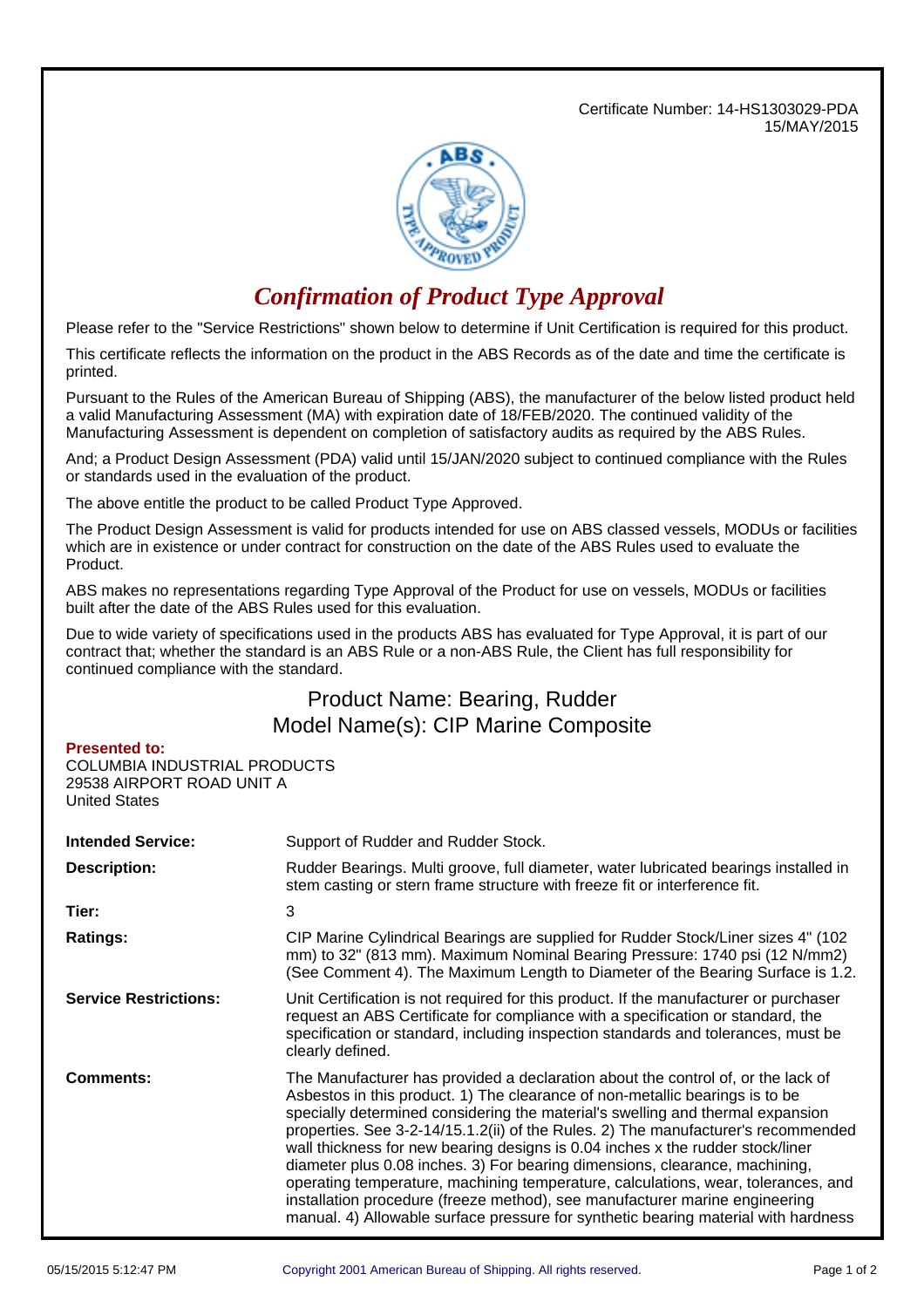Certificate Number: 14-HS1303029-PDA
15/MAY/2015

# *Confirmation of Product Type Approval*

Please refer to the "Service Restrictions" shown below to determine if Unit Certification is required for this product.

This certificate reflects the information on the product in the ABS Records as of the date and time the certificate is printed.

Pursuant to the Rules of the American Bureau of Shipping (ABS), the manufacturer of the below listed product held a valid Manufacturing Assessment (MA) with expiration date of 18/FEB/2020. The continued validity of the Manufacturing Assessment is dependent on completion of satisfactory audits as required by the ABS Rules.

And; a Product Design Assessment (PDA) valid until 15/JAN/2020 subject to continued compliance with the Rules or standards used in the evaluation of the product.

The above entitle the product to be called Product Type Approved.

The Product Design Assessment is valid for products intended for use on ABS classed vessels, MODUs or facilities which are in existence or under contract for construction on the date of the ABS Rules used to evaluate the Product.

ABS makes no representations regarding Type Approval of the Product for use on vessels, MODUs or facilities built after the date of the ABS Rules used for this evaluation.

Due to wide variety of specifications used in the products ABS has evaluated for Type Approval, it is part of our contract that; whether the standard is an ABS Rule or a non-ABS Rule, the Client has full responsibility for continued compliance with the standard.

## Product Name: Bearing, Rudder
## Model Name(s): CIP Marine Composite

**Presented to:**
COLUMBIA INDUSTRIAL PRODUCTS
29538 AIRPORT ROAD UNIT A
United States

**Intended Service:** Support of Rudder and Rudder Stock.

**Description:** Rudder Bearings. Multi groove, full diameter, water lubricated bearings installed in stem casting or stern frame structure with freeze fit or interference fit.

**Tier:** 3

**Ratings:** CIP Marine Cylindrical Bearings are supplied for Rudder Stock/Liner sizes 4" (102 mm) to 32" (813 mm). Maximum Nominal Bearing Pressure: 1740 psi (12 N/mm2) (See Comment 4). The Maximum Length to Diameter of the Bearing Surface is 1.2.

**Service Restrictions:** Unit Certification is not required for this product. If the manufacturer or purchaser request an ABS Certificate for compliance with a specification or standard, the specification or standard, including inspection standards and tolerances, must be clearly defined.

**Comments:** The Manufacturer has provided a declaration about the control of, or the lack of Asbestos in this product. 1) The clearance of non-metallic bearings is to be specially determined considering the material's swelling and thermal expansion properties. See 3-2-14/15.1.2(ii) of the Rules. 2) The manufacturer's recommended wall thickness for new bearing designs is 0.04 inches x the rudder stock/liner diameter plus 0.08 inches. 3) For bearing dimensions, clearance, machining, operating temperature, machining temperature, calculations, wear, tolerances, and installation procedure (freeze method), see manufacturer marine engineering manual. 4) Allowable surface pressure for synthetic bearing material with hardness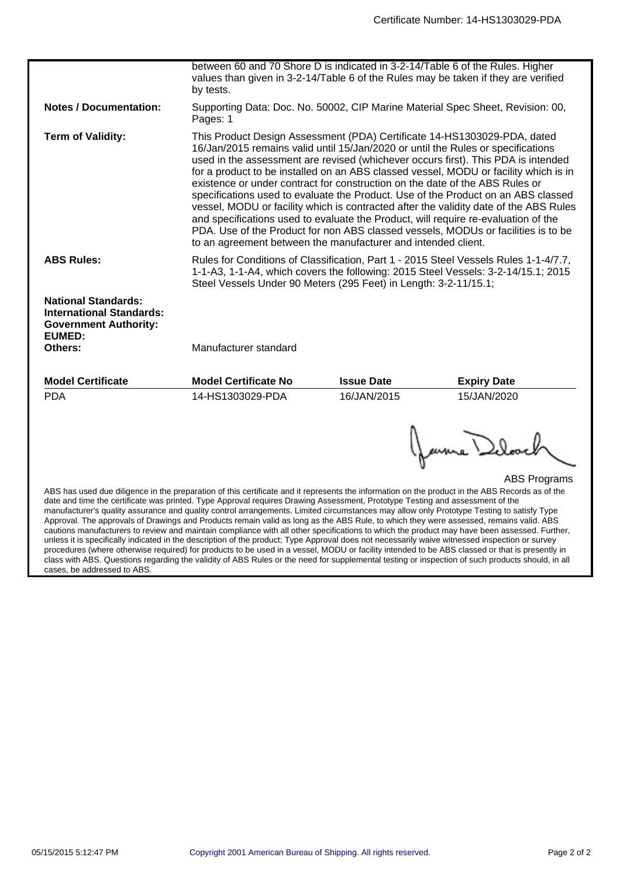| | |
|---|---|
| | between 60 and 70 Shore D is indicated in 3-2-14/Table 6 of the Rules. Higher values than given in 3-2-14/Table 6 of the Rules may be taken if they are verified by tests. |
| **Notes / Documentation:** | Supporting Data: Doc. No. 50002, CIP Marine Material Spec Sheet, Revision: 00, Pages: 1 |
| **Term of Validity:** | This Product Design Assessment (PDA) Certificate 14-HS1303029-PDA, dated 16/Jan/2015 remains valid until 15/Jan/2020 or until the Rules or specifications used in the assessment are revised (whichever occurs first). This PDA is intended for a product to be installed on an ABS classed vessel, MODU or facility which is in existence or under contract for construction on the date of the ABS Rules or specifications used to evaluate the Product. Use of the Product on an ABS classed vessel, MODU or facility which is contracted after the validity date of the ABS Rules and specifications used to evaluate the Product, will require re-evaluation of the PDA. Use of the Product for non ABS classed vessels, MODUs or facilities is to be to an agreement between the manufacturer and intended client. |
| **ABS Rules:** | Rules for Conditions of Classification, Part 1 - 2015 Steel Vessels Rules 1-1-4/7.7, 1-1-A3, 1-1-A4, which covers the following: 2015 Steel Vessels: 3-2-14/15.1; 2015 Steel Vessels Under 90 Meters (295 Feet) in Length: 3-2-11/15.1; |
| **National Standards:** | |
| **International Standards:** | |
| **Government Authority:** | |
| **EUMED:** | |
| **Others:** | Manufacturer standard |

| Model Certificate | Model Certificate No | Issue Date | Expiry Date |
|---|---|---|---|
| PDA | 14-HS1303029-PDA | 16/JAN/2015 | 15/JAN/2020 |

Jeanne Deloach

ABS Programs

ABS has used due diligence in the preparation of this certificate and it represents the information on the product in the ABS Records as of the date and time the certificate was printed. Type Approval requires Drawing Assessment, Prototype Testing and assessment of the manufacturer's quality assurance and quality control arrangements. Limited circumstances may allow only Prototype Testing to satisfy Type Approval. The approvals of Drawings and Products remain valid as long as the ABS Rule, to which they were assessed, remains valid. ABS cautions manufacturers to review and maintain compliance with all other specifications to which the product may have been assessed. Further, unless it is specifically indicated in the description of the product; Type Approval does not necessarily waive witnessed inspection or survey procedures (where otherwise required) for products to be used in a vessel, MODU or facility intended to be ABS classed or that is presently in class with ABS. Questions regarding the validity of ABS Rules or the need for supplemental testing or inspection of such products should, in all cases, be addressed to ABS.